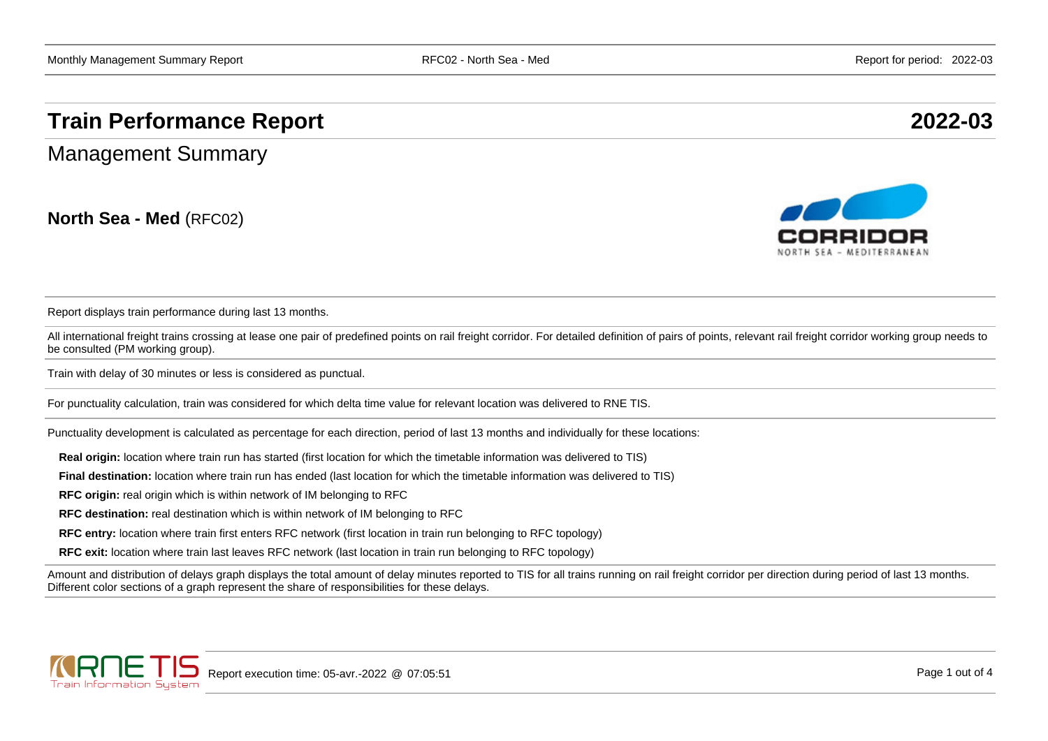# Train Performance Report 2022-03

## Management Summary

**North Sea - Med** (RFC02)

Report displays train performance during last 13 months.

All international freight trains crossing at lease one pair of predefined points on rail freight corridor. For detailed definition of pairs of points, relevant rail freight corridor working group needs to be consulted (PM working group).

Train with delay of 30 minutes or less is considered as punctual.

For punctuality calculation, train was considered for which delta time value for relevant location was delivered to RNE TIS.

Punctuality development is calculated as percentage for each direction, period of last 13 months and individually for these locations:

- **Real origin:** location where train run has started (first location for which the timetable information was delivered to TIS)
- **Final destination:** location where train run has ended (last location for which the timetable information was delivered to TIS)
- **RFC origin:** real origin which is within network of IM belonging to RFC
- **RFC destination:** real destination which is within network of IM belonging to RFC
- **RFC entry:** location where train first enters RFC network (first location in train run belonging to RFC topology)
- **RFC exit:** location where train last leaves RFC network (last location in train run belonging to RFC topology)

Amount and distribution of delays graph displays the total amount of delay minutes reported to TIS for all trains running on rail freight corridor per direction during period of last 13 months. Different color sections of a graph represent the share of responsibilities for these delays.

Report execution time: 05-avr.-2022 @ 07:05:51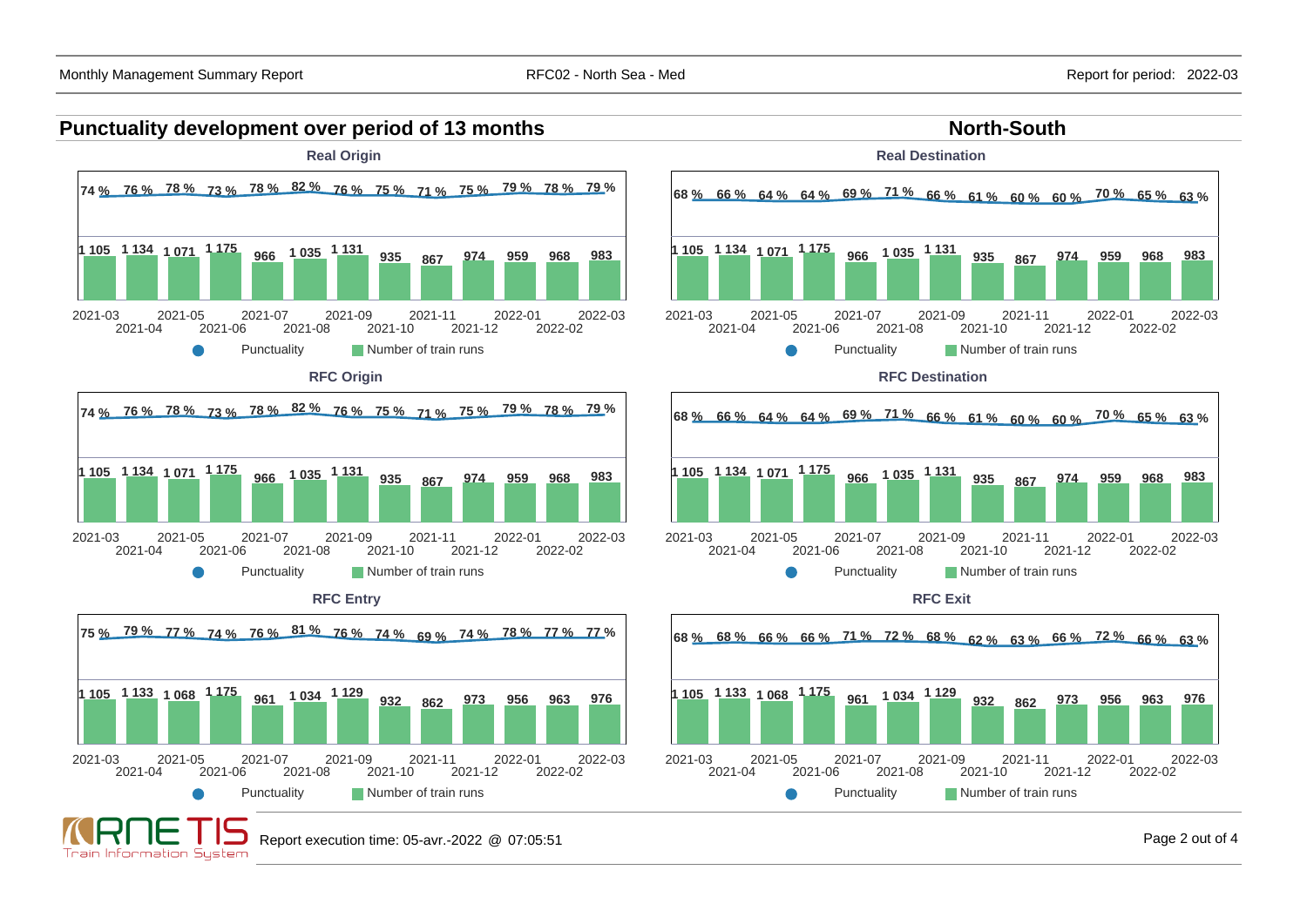## Punctuality development over period of 13 months

## North-South

### Real Origin

| Month | 2021-03 | 2021-04 | 2021-05 | 2021-06 | 2021-07 | 2021-08 | 2021-09 | 2021-10 | 2021-11 | 2021-12 | 2022-01 | 2022-02 | 2022-03 |
|---|---|---|---|---|---|---|---|---|---|---|---|---|---|
| Punctuality | 74 % | 76 % | 78 % | 73 % | 78 % | 82 % | 76 % | 75 % | 71 % | 75 % | 79 % | 78 % | 79 % |
| Number of train runs | 1 105 | 1 134 | 1 071 | 1 175 | 966 | 1 035 | 1 131 | 935 | 867 | 974 | 959 | 968 | 983 |

### Real Destination

| Month | 2021-03 | 2021-04 | 2021-05 | 2021-06 | 2021-07 | 2021-08 | 2021-09 | 2021-10 | 2021-11 | 2021-12 | 2022-01 | 2022-02 | 2022-03 |
|---|---|---|---|---|---|---|---|---|---|---|---|---|---|
| Punctuality | 68 % | 66 % | 64 % | 64 % | 69 % | 71 % | 66 % | 61 % | 60 % | 60 % | 70 % | 65 % | 63 % |
| Number of train runs | 1 105 | 1 134 | 1 071 | 1 175 | 966 | 1 035 | 1 131 | 935 | 867 | 974 | 959 | 968 | 983 |

### RFC Origin

| Month | 2021-03 | 2021-04 | 2021-05 | 2021-06 | 2021-07 | 2021-08 | 2021-09 | 2021-10 | 2021-11 | 2021-12 | 2022-01 | 2022-02 | 2022-03 |
|---|---|---|---|---|---|---|---|---|---|---|---|---|---|
| Punctuality | 74 % | 76 % | 78 % | 73 % | 78 % | 82 % | 76 % | 75 % | 71 % | 75 % | 79 % | 78 % | 79 % |
| Number of train runs | 1 105 | 1 134 | 1 071 | 1 175 | 966 | 1 035 | 1 131 | 935 | 867 | 974 | 959 | 968 | 983 |

### RFC Destination

| Month | 2021-03 | 2021-04 | 2021-05 | 2021-06 | 2021-07 | 2021-08 | 2021-09 | 2021-10 | 2021-11 | 2021-12 | 2022-01 | 2022-02 | 2022-03 |
|---|---|---|---|---|---|---|---|---|---|---|---|---|---|
| Punctuality | 68 % | 66 % | 64 % | 64 % | 69 % | 71 % | 66 % | 61 % | 60 % | 60 % | 70 % | 65 % | 63 % |
| Number of train runs | 1 105 | 1 134 | 1 071 | 1 175 | 966 | 1 035 | 1 131 | 935 | 867 | 974 | 959 | 968 | 983 |

### RFC Entry

| Month | 2021-03 | 2021-04 | 2021-05 | 2021-06 | 2021-07 | 2021-08 | 2021-09 | 2021-10 | 2021-11 | 2021-12 | 2022-01 | 2022-02 | 2022-03 |
|---|---|---|---|---|---|---|---|---|---|---|---|---|---|
| Punctuality | 75 % | 79 % | 77 % | 74 % | 76 % | 81 % | 76 % | 74 % | 69 % | 74 % | 78 % | 77 % | 77 % |
| Number of train runs | 1 105 | 1 133 | 1 068 | 1 175 | 961 | 1 034 | 1 129 | 932 | 862 | 973 | 956 | 963 | 976 |

### RFC Exit

| Month | 2021-03 | 2021-04 | 2021-05 | 2021-06 | 2021-07 | 2021-08 | 2021-09 | 2021-10 | 2021-11 | 2021-12 | 2022-01 | 2022-02 | 2022-03 |
|---|---|---|---|---|---|---|---|---|---|---|---|---|---|
| Punctuality | 68 % | 68 % | 66 % | 66 % | 71 % | 72 % | 68 % | 62 % | 63 % | 66 % | 72 % | 66 % | 63 % |
| Number of train runs | 1 105 | 1 133 | 1 068 | 1 175 | 961 | 1 034 | 1 129 | 932 | 862 | 973 | 956 | 963 | 976 |

Report execution time: 05-avr.-2022 @ 07:05:51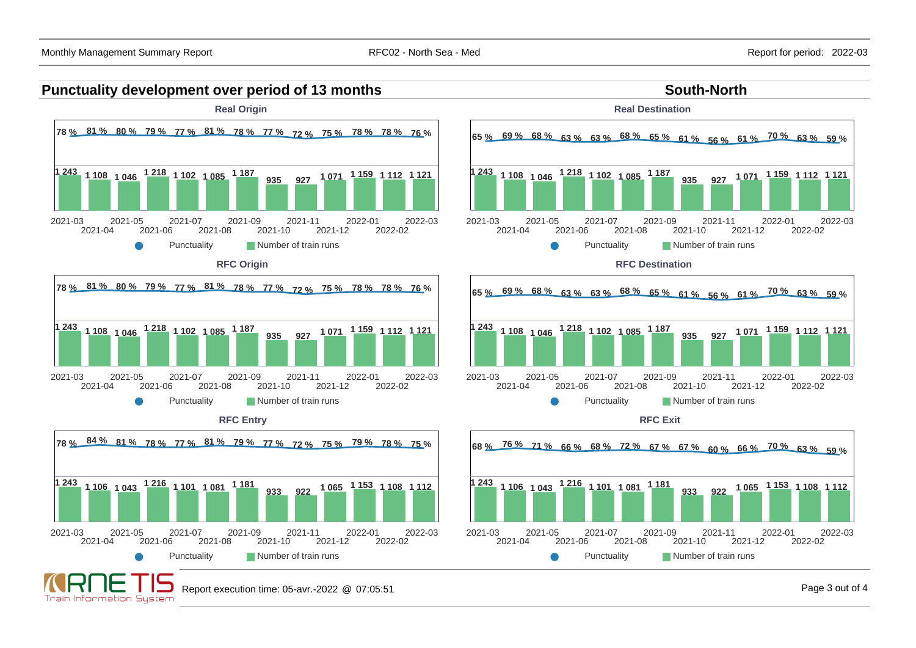## Punctuality development over period of 13 months

## South-North

### Real Origin

| Month | 2021-03 | 2021-04 | 2021-05 | 2021-06 | 2021-07 | 2021-08 | 2021-09 | 2021-10 | 2021-11 | 2021-12 | 2022-01 | 2022-02 | 2022-03 |
|---|---|---|---|---|---|---|---|---|---|---|---|---|---|
| Punctuality | 78 % | 81 % | 80 % | 79 % | 77 % | 81 % | 78 % | 77 % | 72 % | 75 % | 78 % | 78 % | 76 % |
| Number of train runs | 1 243 | 1 108 | 1 046 | 1 218 | 1 102 | 1 085 | 1 187 | 935 | 927 | 1 071 | 1 159 | 1 112 | 1 121 |

### Real Destination

| Month | 2021-03 | 2021-04 | 2021-05 | 2021-06 | 2021-07 | 2021-08 | 2021-09 | 2021-10 | 2021-11 | 2021-12 | 2022-01 | 2022-02 | 2022-03 |
|---|---|---|---|---|---|---|---|---|---|---|---|---|---|
| Punctuality | 65 % | 69 % | 68 % | 63 % | 63 % | 68 % | 65 % | 61 % | 56 % | 61 % | 70 % | 63 % | 59 % |
| Number of train runs | 1 243 | 1 108 | 1 046 | 1 218 | 1 102 | 1 085 | 1 187 | 935 | 927 | 1 071 | 1 159 | 1 112 | 1 121 |

### RFC Origin

| Month | 2021-03 | 2021-04 | 2021-05 | 2021-06 | 2021-07 | 2021-08 | 2021-09 | 2021-10 | 2021-11 | 2021-12 | 2022-01 | 2022-02 | 2022-03 |
|---|---|---|---|---|---|---|---|---|---|---|---|---|---|
| Punctuality | 78 % | 81 % | 80 % | 79 % | 77 % | 81 % | 78 % | 77 % | 72 % | 75 % | 78 % | 78 % | 76 % |
| Number of train runs | 1 243 | 1 108 | 1 046 | 1 218 | 1 102 | 1 085 | 1 187 | 935 | 927 | 1 071 | 1 159 | 1 112 | 1 121 |

### RFC Destination

| Month | 2021-03 | 2021-04 | 2021-05 | 2021-06 | 2021-07 | 2021-08 | 2021-09 | 2021-10 | 2021-11 | 2021-12 | 2022-01 | 2022-02 | 2022-03 |
|---|---|---|---|---|---|---|---|---|---|---|---|---|---|
| Punctuality | 65 % | 69 % | 68 % | 63 % | 63 % | 68 % | 65 % | 61 % | 56 % | 61 % | 70 % | 63 % | 59 % |
| Number of train runs | 1 243 | 1 108 | 1 046 | 1 218 | 1 102 | 1 085 | 1 187 | 935 | 927 | 1 071 | 1 159 | 1 112 | 1 121 |

### RFC Entry

| Month | 2021-03 | 2021-04 | 2021-05 | 2021-06 | 2021-07 | 2021-08 | 2021-09 | 2021-10 | 2021-11 | 2021-12 | 2022-01 | 2022-02 | 2022-03 |
|---|---|---|---|---|---|---|---|---|---|---|---|---|---|
| Punctuality | 78 % | 84 % | 81 % | 78 % | 77 % | 81 % | 79 % | 77 % | 72 % | 75 % | 79 % | 78 % | 75 % |
| Number of train runs | 1 243 | 1 106 | 1 043 | 1 216 | 1 101 | 1 081 | 1 181 | 933 | 922 | 1 065 | 1 153 | 1 108 | 1 112 |

### RFC Exit

| Month | 2021-03 | 2021-04 | 2021-05 | 2021-06 | 2021-07 | 2021-08 | 2021-09 | 2021-10 | 2021-11 | 2021-12 | 2022-01 | 2022-02 | 2022-03 |
|---|---|---|---|---|---|---|---|---|---|---|---|---|---|
| Punctuality | 68 % | 76 % | 71 % | 66 % | 68 % | 72 % | 67 % | 67 % | 60 % | 66 % | 70 % | 63 % | 59 % |
| Number of train runs | 1 243 | 1 106 | 1 043 | 1 216 | 1 101 | 1 081 | 1 181 | 933 | 922 | 1 065 | 1 153 | 1 108 | 1 112 |

Report execution time: 05-avr.-2022 @ 07:05:51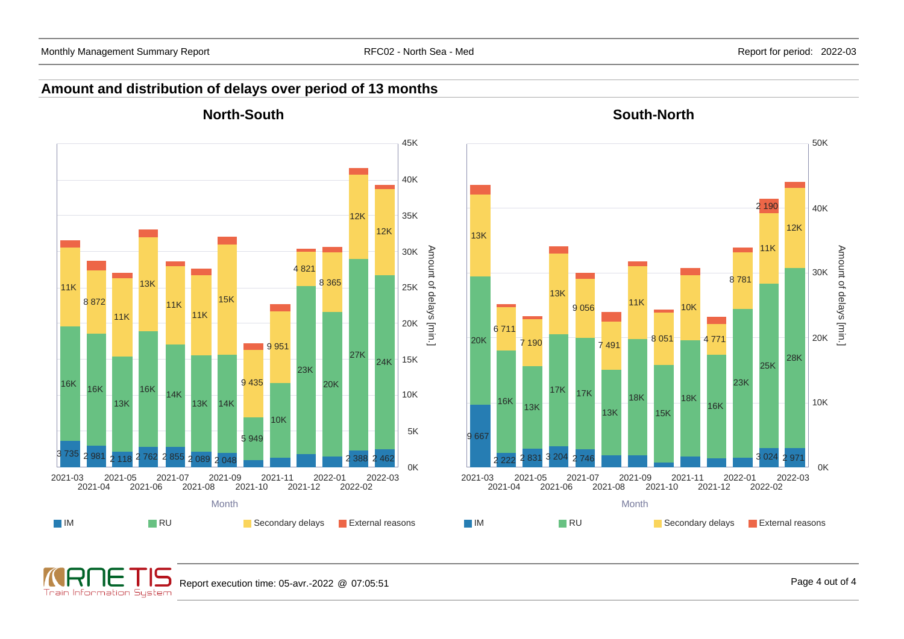## Amount and distribution of delays over period of 13 months

### North-South

Amount of delays [min.]

45K
40K
35K
30K
25K
20K
15K
10K
5K
0K

11K
16K
3 735
8 872
16K
2 981
11K
13K
2 118
13K
16K
2 762
11K
14K
2 855
11K
13K
2 089
15K
14K
2 048
9 435
5 949
9 951
10K
4 821
23K
8 365
20K
12K
27K
2 388
12K
24K
2 462

2021-03 2021-04 2021-05 2021-06 2021-07 2021-08 2021-09 2021-10 2021-11 2021-12 2022-01 2022-02 2022-03

Month

IM RU Secondary delays External reasons

### South-North

Amount of delays [min.]

50K
40K
30K
20K
10K
0K

13K
20K
9 667
6 711
16K
2 222
7 190
13K
2 831
13K
17K
3 204
9 056
17K
2 746
7 491
13K
11K
18K
8 051
15K
10K
18K
4 771
16K
8 781
23K
2 190
11K
25K
3 024
12K
28K
2 971

2021-03 2021-04 2021-05 2021-06 2021-07 2021-08 2021-09 2021-10 2021-11 2021-12 2022-01 2022-02 2022-03

Month

IM RU Secondary delays External reasons

Report execution time: 05-avr.-2022 @ 07:05:51